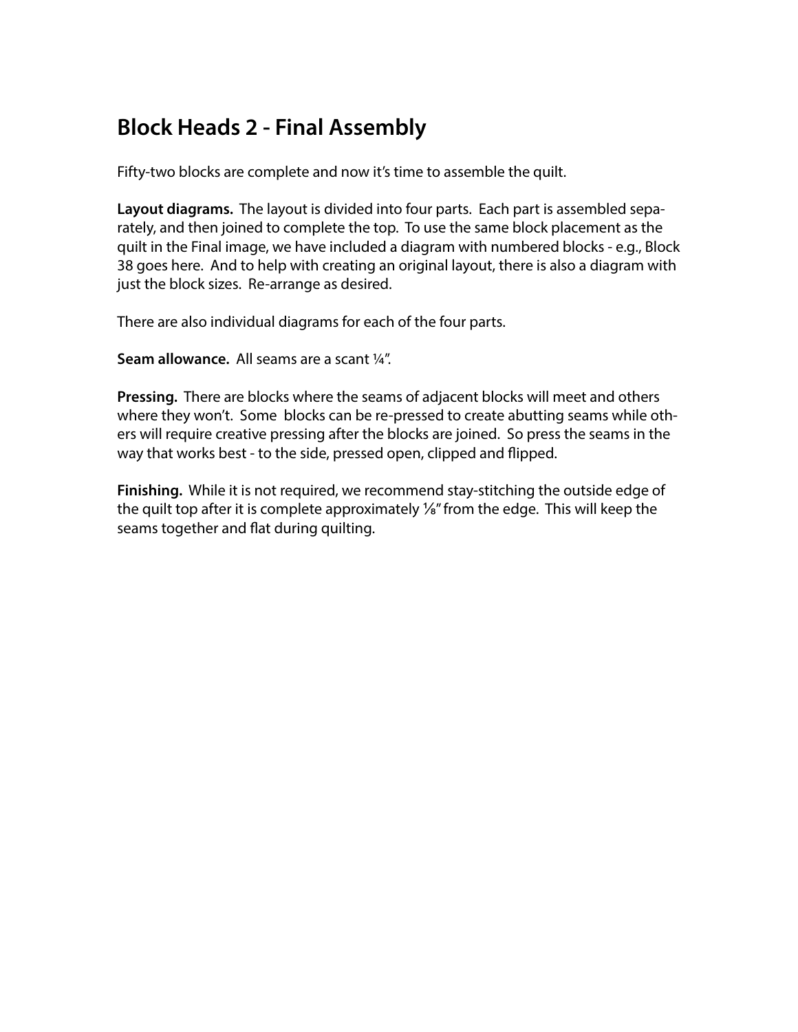# Block Heads 2 - Final Assembly

Fifty-two blocks are complete and now it's time to assemble the quilt.

**Layout diagrams.** The layout is divided into four parts. Each part is assembled separately, and then joined to complete the top. To use the same block placement as the quilt in the Final image, we have included a diagram with numbered blocks - e.g., Block 38 goes here. And to help with creating an original layout, there is also a diagram with just the block sizes. Re-arrange as desired.

There are also individual diagrams for each of the four parts.

**Seam allowance.** All seams are a scant ¼".

**Pressing.** There are blocks where the seams of adjacent blocks will meet and others where they won't. Some blocks can be re-pressed to create abutting seams while others will require creative pressing after the blocks are joined. So press the seams in the way that works best - to the side, pressed open, clipped and flipped.

**Finishing.** While it is not required, we recommend stay-stitching the outside edge of the quilt top after it is complete approximately ⅛" from the edge. This will keep the seams together and flat during quilting.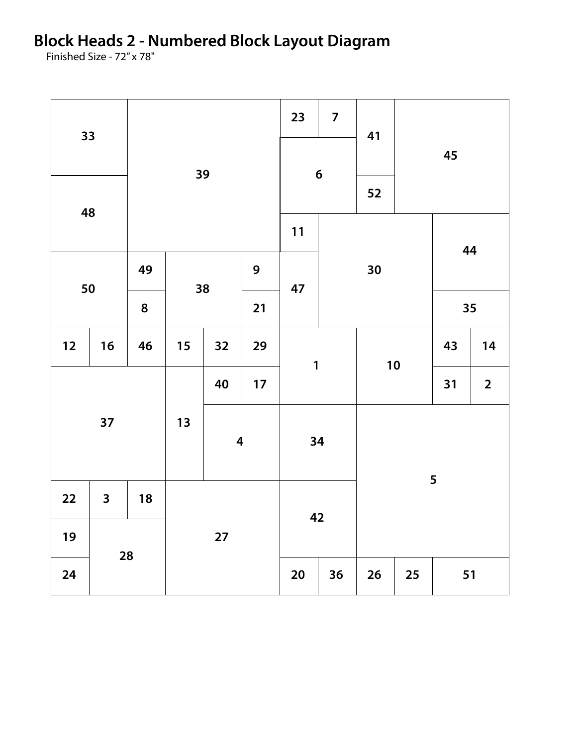# Block Heads 2 - Numbered Block Layout Diagram

Finished Size - 72" x 78"

33 39 23 7 41 45

6

48 52

11 44

50 49 38 9 47 30

8 21 35

12 16 46 15 32 29 1 10 43 14

37 13 40 17 31 2

4 34 5

22 3 18 27 42

19 28

24 20 36 26 25 51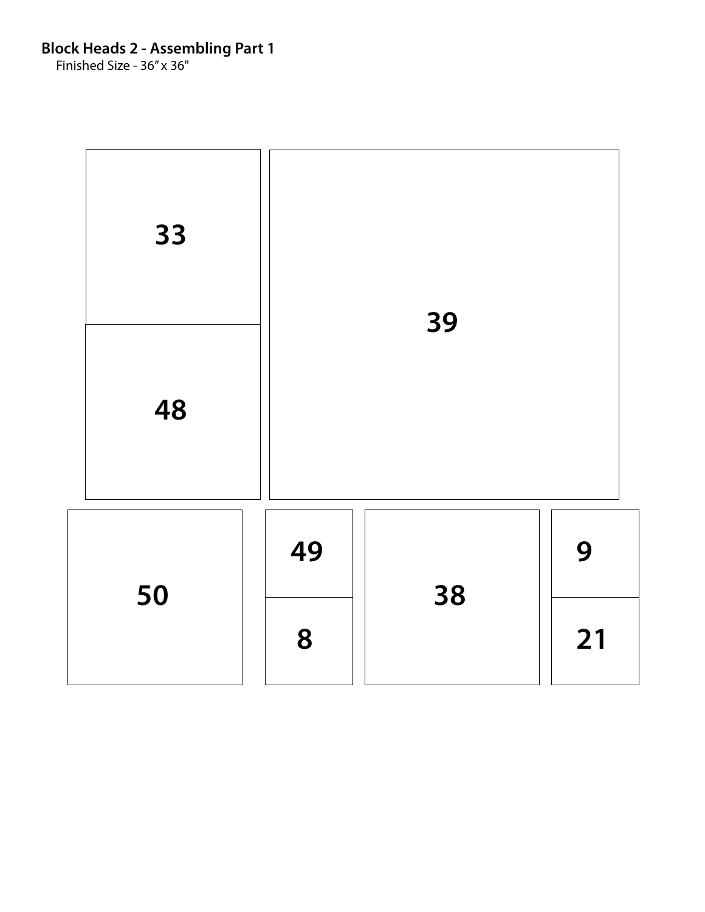**Block Heads 2 - Assembling Part 1**

Finished Size - 36" x 36"

33

48

39

50

49

8

38

9

21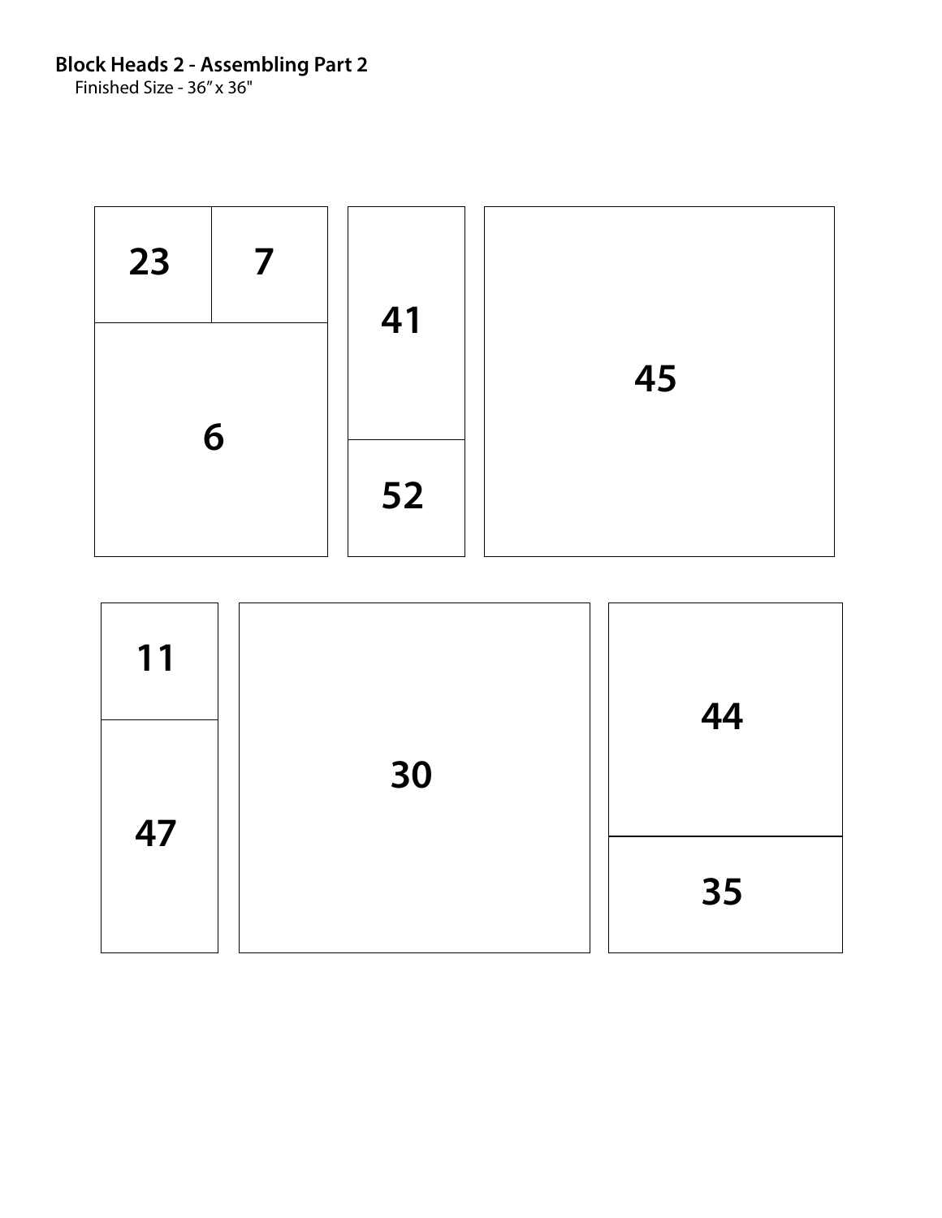**Block Heads 2 - Assembling Part 2**

Finished Size - 36" x 36"

23 7

6

41

52

45

11

47

30

44

35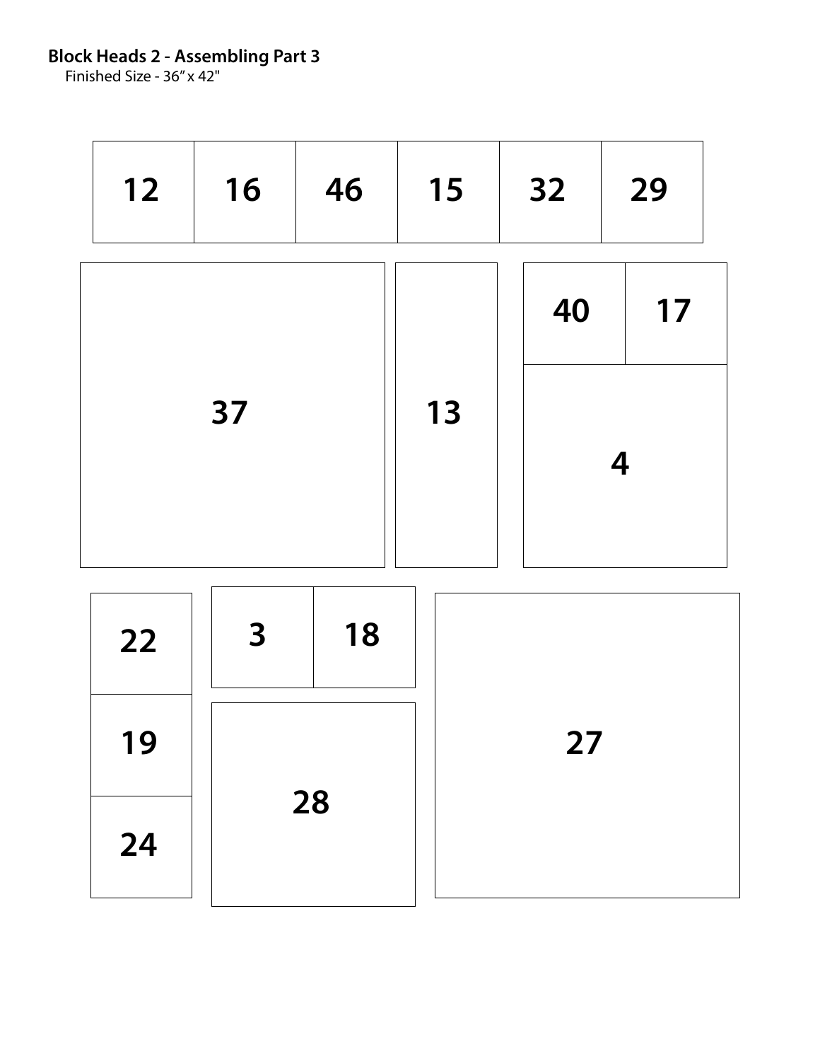**Block Heads 2 - Assembling Part 3**

Finished Size - 36″ x 42"

12 16 46 15 32 29

37

13

40 17

4

22

19

24

3 18

28

27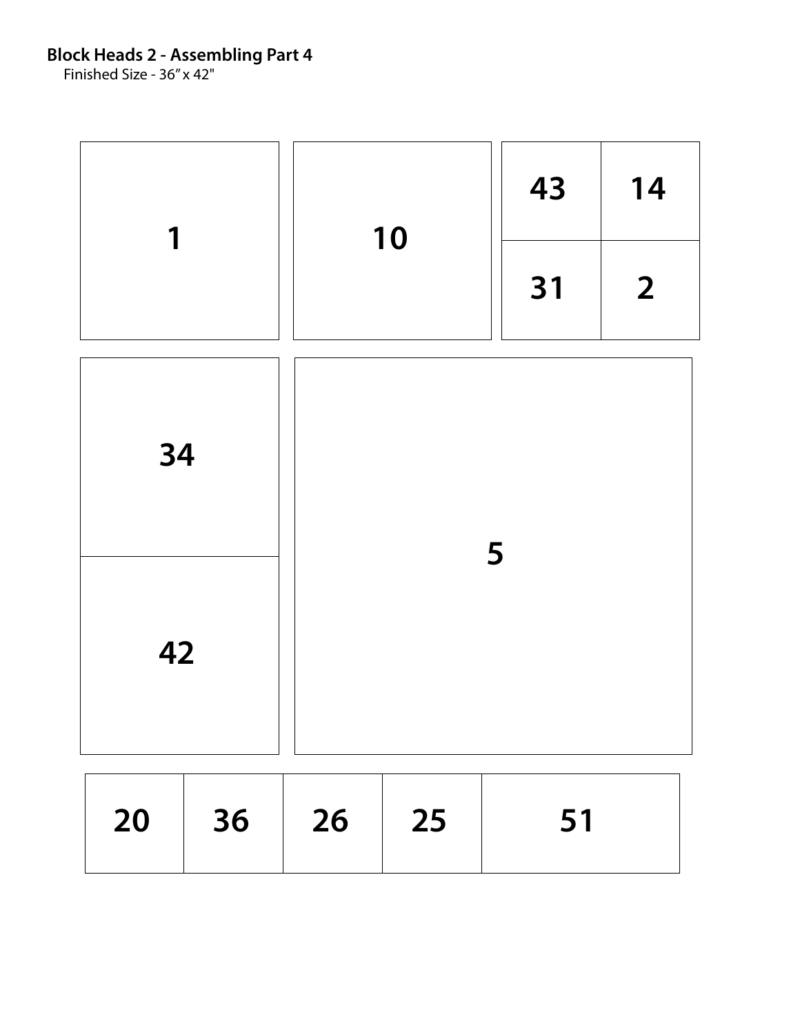**Block Heads 2 - Assembling Part 4**

Finished Size - 36" x 42"

| 1 | 10 | 43 | 14 |
|---|---|---|---|
| | | 31 | 2 |

| 34 | 5 |
|---|---|
| 42 | |

| 20 | 36 | 26 | 25 | 51 |
|---|---|---|---|---|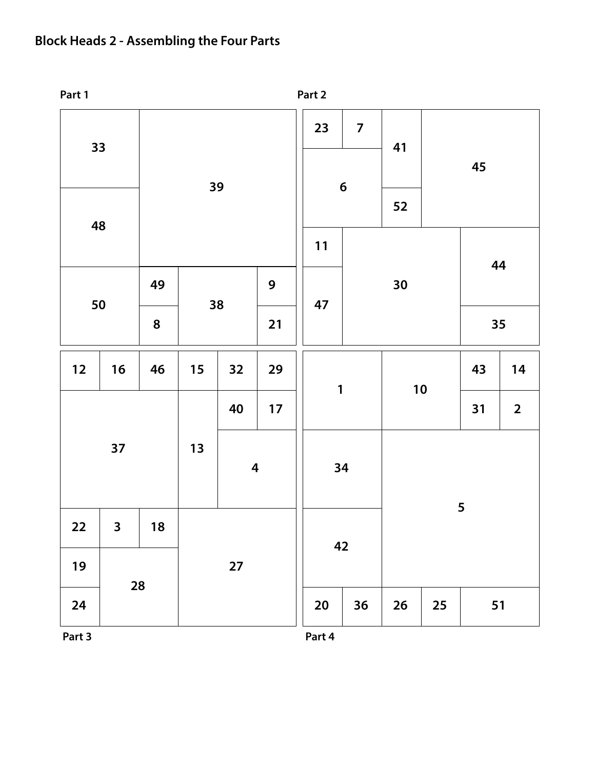## Block Heads 2 - Assembling the Four Parts

Part 1

Part 2

33

39

48

50

49

38

9

8

21

23

7

41

45

6

52

11

30

44

47

35

12

16

46

15

32

29

37

13

40

17

4

22

3

18

27

19

28

24

1

10

43

14

31

2

34

5

42

20

36

26

25

51

Part 3

Part 4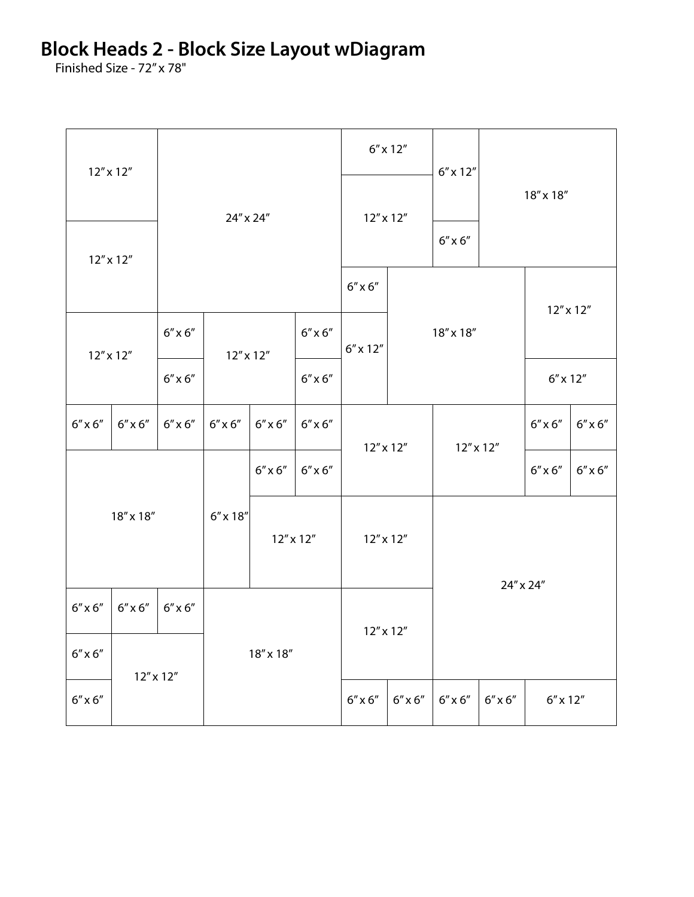# Block Heads 2 - Block Size Layout wDiagram

Finished Size - 72″ x 78"

12″ x 12″

24″ x 24″

6″ x 12″

6″ x 12″

18″ x 18″

12″ x 12″

12″ x 12″

6″ x 6″

6″ x 6″

12″ x 12″

12″ x 12″

6″ x 6″

12″ x 12″

6″ x 6″

6″ x 12″

18″ x 18″

6″ x 6″

6″ x 6″

6″ x 12″

6″ x 6″

6″ x 6″

6″ x 6″

6″ x 6″

6″ x 6″

6″ x 6″

12″ x 12″

12″ x 12″

6″ x 6″

6″ x 6″

6″ x 6″

6″ x 6″

6″ x 6″

6″ x 6″

18″ x 18″

6″ x 18″

12″ x 12″

12″ x 12″

24″ x 24″

6″ x 6″

6″ x 6″

6″ x 6″

12″ x 12″

6″ x 6″

18″ x 18″

12″ x 12″

6″ x 6″

6″ x 6″

6″ x 6″

6″ x 6″

6″ x 6″

6″ x 12″